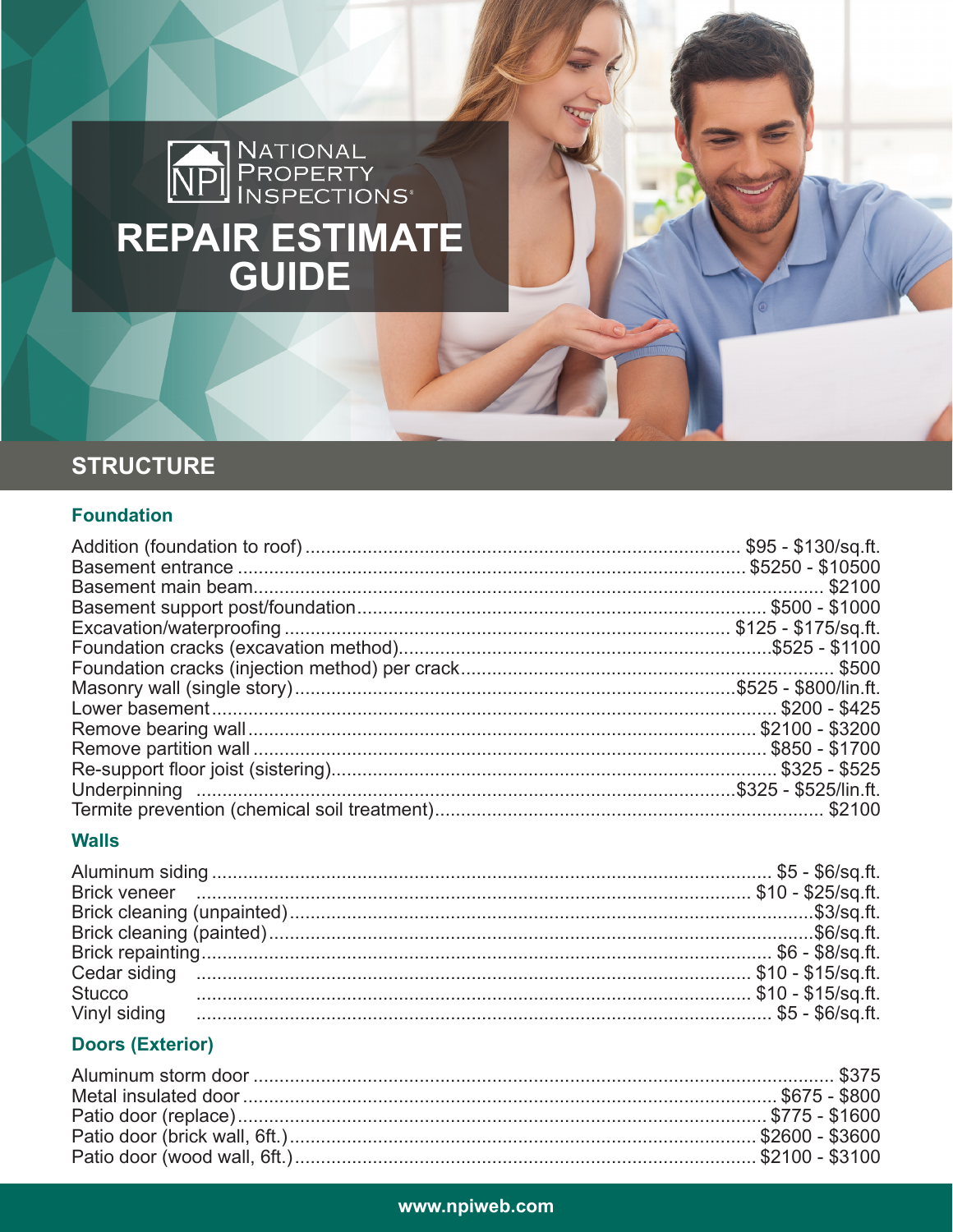# NATIONAL PROPERTY INSPECTIONS

# REPAIR ESTIMATE GUIDE

## STRUCTURE

### Foundation

| Item | Cost |
|---|---|
| Addition (foundation to roof) | $95 - $130/sq.ft. |
| Basement entrance | $5250 - $10500 |
| Basement main beam | $2100 |
| Basement support post/foundation | $500 - $1000 |
| Excavation/waterproofing | $125 - $175/sq.ft. |
| Foundation cracks (excavation method) | $525 - $1100 |
| Foundation cracks (injection method) per crack | $500 |
| Masonry wall (single story) | $525 - $800/lin.ft. |
| Lower basement | $200 - $425 |
| Remove bearing wall | $2100 - $3200 |
| Remove partition wall | $850 - $1700 |
| Re-support floor joist (sistering) | $325 - $525 |
| Underpinning | $325 - $525/lin.ft. |
| Termite prevention (chemical soil treatment) | $2100 |

### Walls

| Item | Cost |
|---|---|
| Aluminum siding | $5 - $6/sq.ft. |
| Brick veneer | $10 - $25/sq.ft. |
| Brick cleaning (unpainted) | $3/sq.ft. |
| Brick cleaning (painted) | $6/sq.ft. |
| Brick repainting | $6 - $8/sq.ft. |
| Cedar siding | $10 - $15/sq.ft. |
| Stucco | $10 - $15/sq.ft. |
| Vinyl siding | $5 - $6/sq.ft. |

### Doors (Exterior)

| Item | Cost |
|---|---|
| Aluminum storm door | $375 |
| Metal insulated door | $675 - $800 |
| Patio door (replace) | $775 - $1600 |
| Patio door (brick wall, 6ft.) | $2600 - $3600 |
| Patio door (wood wall, 6ft.) | $2100 - $3100 |

www.npiweb.com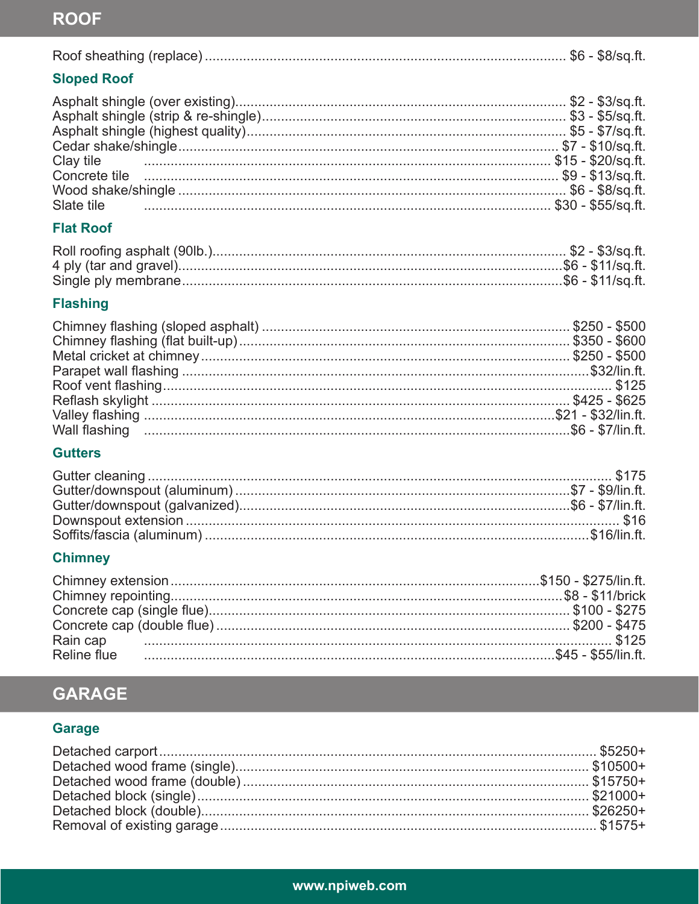# ROOF

Roof sheathing (replace) ........ $6 - $8/sq.ft.

## Sloped Roof

| Item | Cost |
| --- | --- |
| Asphalt shingle (over existing) | $2 - $3/sq.ft. |
| Asphalt shingle (strip & re-shingle) | $3 - $5/sq.ft. |
| Asphalt shingle (highest quality) | $5 - $7/sq.ft. |
| Cedar shake/shingle | $7 - $10/sq.ft. |
| Clay tile | $15 - $20/sq.ft. |
| Concrete tile | $9 - $13/sq.ft. |
| Wood shake/shingle | $6 - $8/sq.ft. |
| Slate tile | $30 - $55/sq.ft. |

## Flat Roof

| Item | Cost |
| --- | --- |
| Roll roofing asphalt (90lb.) | $2 - $3/sq.ft. |
| 4 ply (tar and gravel) | $6 - $11/sq.ft. |
| Single ply membrane | $6 - $11/sq.ft. |

## Flashing

| Item | Cost |
| --- | --- |
| Chimney flashing (sloped asphalt) | $250 - $500 |
| Chimney flashing (flat built-up) | $350 - $600 |
| Metal cricket at chimney | $250 - $500 |
| Parapet wall flashing | $32/lin.ft. |
| Roof vent flashing | $125 |
| Reflash skylight | $425 - $625 |
| Valley flashing | $21 - $32/lin.ft. |
| Wall flashing | $6 - $7/lin.ft. |

## Gutters

| Item | Cost |
| --- | --- |
| Gutter cleaning | $175 |
| Gutter/downspout (aluminum) | $7 - $9/lin.ft. |
| Gutter/downspout (galvanized) | $6 - $7/lin.ft. |
| Downspout extension | $16 |
| Soffits/fascia (aluminum) | $16/lin.ft. |

## Chimney

| Item | Cost |
| --- | --- |
| Chimney extension | $150 - $275/lin.ft. |
| Chimney repointing | $8 - $11/brick |
| Concrete cap (single flue) | $100 - $275 |
| Concrete cap (double flue) | $200 - $475 |
| Rain cap | $125 |
| Reline flue | $45 - $55/lin.ft. |

# GARAGE

## Garage

| Item | Cost |
| --- | --- |
| Detached carport | $5250+ |
| Detached wood frame (single) | $10500+ |
| Detached wood frame (double) | $15750+ |
| Detached block (single) | $21000+ |
| Detached block (double) | $26250+ |
| Removal of existing garage | $1575+ |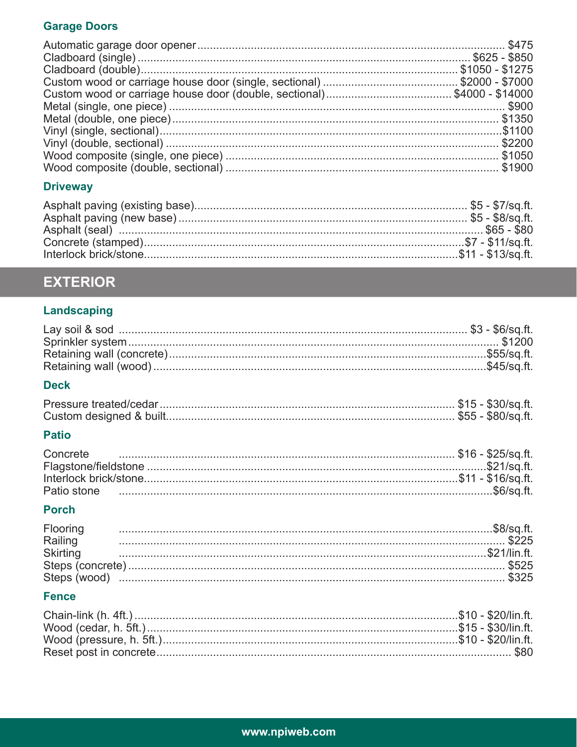### Garage Doors

| Item | Price |
|---|---|
| Automatic garage door opener | $475 |
| Cladboard (single) | $625 - $850 |
| Cladboard (double) | $1050 - $1275 |
| Custom wood or carriage house door (single, sectional) | $2000 - $7000 |
| Custom wood or carriage house door (double, sectional) | $4000 - $14000 |
| Metal (single, one piece) | $900 |
| Metal (double, one piece) | $1350 |
| Vinyl (single, sectional) | $1100 |
| Vinyl (double, sectional) | $2200 |
| Wood composite (single, one piece) | $1050 |
| Wood composite (double, sectional) | $1900 |

### Driveway

| Item | Price |
|---|---|
| Asphalt paving (existing base) | $5 - $7/sq.ft. |
| Asphalt paving (new base) | $5 - $8/sq.ft. |
| Asphalt (seal) | $65 - $80 |
| Concrete (stamped) | $7 - $11/sq.ft. |
| Interlock brick/stone | $11 - $13/sq.ft. |

## EXTERIOR

### Landscaping

| Item | Price |
|---|---|
| Lay soil & sod | $3 - $6/sq.ft. |
| Sprinkler system | $1200 |
| Retaining wall (concrete) | $55/sq.ft. |
| Retaining wall (wood) | $45/sq.ft. |

### Deck

| Item | Price |
|---|---|
| Pressure treated/cedar | $15 - $30/sq.ft. |
| Custom designed & built | $55 - $80/sq.ft. |

### Patio

| Item | Price |
|---|---|
| Concrete | $16 - $25/sq.ft. |
| Flagstone/fieldstone | $21/sq.ft. |
| Interlock brick/stone | $11 - $16/sq.ft. |
| Patio stone | $6/sq.ft. |

### Porch

| Item | Price |
|---|---|
| Flooring | $8/sq.ft. |
| Railing | $225 |
| Skirting | $21/lin.ft. |
| Steps (concrete) | $525 |
| Steps (wood) | $325 |

### Fence

| Item | Price |
|---|---|
| Chain-link (h. 4ft.) | $10 - $20/lin.ft. |
| Wood (cedar, h. 5ft.) | $15 - $30/lin.ft. |
| Wood (pressure, h. 5ft.) | $10 - $20/lin.ft. |
| Reset post in concrete | $80 |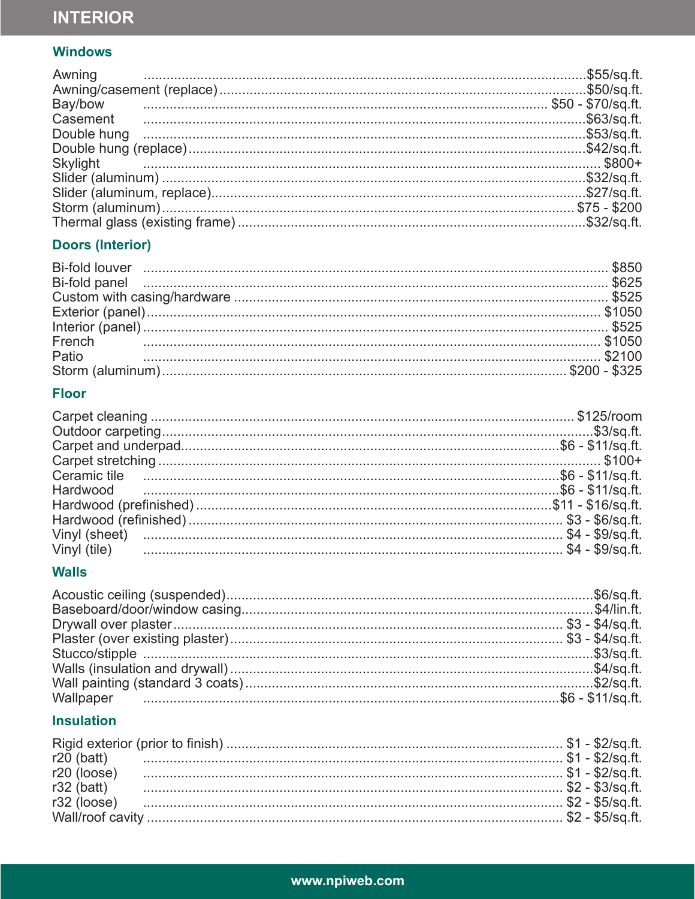# INTERIOR

## Windows

| Item | Price |
|---|---|
| Awning | $55/sq.ft. |
| Awning/casement (replace) | $50/sq.ft. |
| Bay/bow | $50 - $70/sq.ft. |
| Casement | $63/sq.ft. |
| Double hung | $53/sq.ft. |
| Double hung (replace) | $42/sq.ft. |
| Skylight | $800+ |
| Slider (aluminum) | $32/sq.ft. |
| Slider (aluminum, replace) | $27/sq.ft. |
| Storm (aluminum) | $75 - $200 |
| Thermal glass (existing frame) | $32/sq.ft. |

## Doors (Interior)

| Item | Price |
|---|---|
| Bi-fold louver | $850 |
| Bi-fold panel | $625 |
| Custom with casing/hardware | $525 |
| Exterior (panel) | $1050 |
| Interior (panel) | $525 |
| French | $1050 |
| Patio | $2100 |
| Storm (aluminum) | $200 - $325 |

## Floor

| Item | Price |
|---|---|
| Carpet cleaning | $125/room |
| Outdoor carpeting | $3/sq.ft. |
| Carpet and underpad | $6 - $11/sq.ft. |
| Carpet stretching | $100+ |
| Ceramic tile | $6 - $11/sq.ft. |
| Hardwood | $6 - $11/sq.ft. |
| Hardwood (prefinished) | $11 - $16/sq.ft. |
| Hardwood (refinished) | $3 - $6/sq.ft. |
| Vinyl (sheet) | $4 - $9/sq.ft. |
| Vinyl (tile) | $4 - $9/sq.ft. |

## Walls

| Item | Price |
|---|---|
| Acoustic ceiling (suspended) | $6/sq.ft. |
| Baseboard/door/window casing | $4/lin.ft. |
| Drywall over plaster | $3 - $4/sq.ft. |
| Plaster (over existing plaster) | $3 - $4/sq.ft. |
| Stucco/stipple | $3/sq.ft. |
| Walls (insulation and drywall) | $4/sq.ft. |
| Wall painting (standard 3 coats) | $2/sq.ft. |
| Wallpaper | $6 - $11/sq.ft. |

## Insulation

| Item | Price |
|---|---|
| Rigid exterior (prior to finish) | $1 - $2/sq.ft. |
| r20 (batt) | $1 - $2/sq.ft. |
| r20 (loose) | $1 - $2/sq.ft. |
| r32 (batt) | $2 - $3/sq.ft. |
| r32 (loose) | $2 - $5/sq.ft. |
| Wall/roof cavity | $2 - $5/sq.ft. |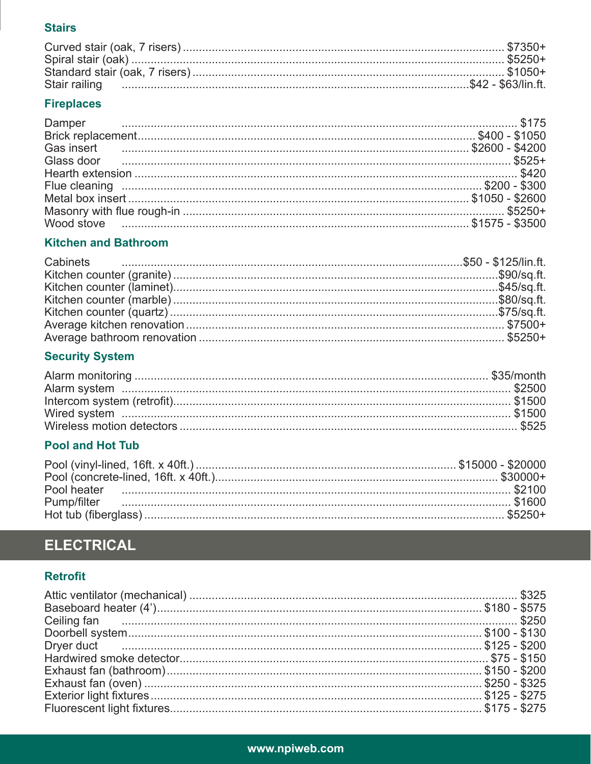### Stairs

| Item | Cost |
|---|---|
| Curved stair (oak, 7 risers) | $7350+ |
| Spiral stair (oak) | $5250+ |
| Standard stair (oak, 7 risers) | $1050+ |
| Stair railing | $42 - $63/lin.ft. |

### Fireplaces

| Item | Cost |
|---|---|
| Damper | $175 |
| Brick replacement | $400 - $1050 |
| Gas insert | $2600 - $4200 |
| Glass door | $525+ |
| Hearth extension | $420 |
| Flue cleaning | $200 - $300 |
| Metal box insert | $1050 - $2600 |
| Masonry with flue rough-in | $5250+ |
| Wood stove | $1575 - $3500 |

### Kitchen and Bathroom

| Item | Cost |
|---|---|
| Cabinets | $50 - $125/lin.ft. |
| Kitchen counter (granite) | $90/sq.ft. |
| Kitchen counter (laminet) | $45/sq.ft. |
| Kitchen counter (marble) | $80/sq.ft. |
| Kitchen counter (quartz) | $75/sq.ft. |
| Average kitchen renovation | $7500+ |
| Average bathroom renovation | $5250+ |

### Security System

| Item | Cost |
|---|---|
| Alarm monitoring | $35/month |
| Alarm system | $2500 |
| Intercom system (retrofit) | $1500 |
| Wired system | $1500 |
| Wireless motion detectors | $525 |

### Pool and Hot Tub

| Item | Cost |
|---|---|
| Pool (vinyl-lined, 16ft. x 40ft.) | $15000 - $20000 |
| Pool (concrete-lined, 16ft. x 40ft.) | $30000+ |
| Pool heater | $2100 |
| Pump/filter | $1600 |
| Hot tub (fiberglass) | $5250+ |

## ELECTRICAL

### Retrofit

| Item | Cost |
|---|---|
| Attic ventilator (mechanical) | $325 |
| Baseboard heater (4’) | $180 - $575 |
| Ceiling fan | $250 |
| Doorbell system | $100 - $130 |
| Dryer duct | $125 - $200 |
| Hardwired smoke detector | $75 - $150 |
| Exhaust fan (bathroom) | $150 - $200 |
| Exhaust fan (oven) | $250 - $325 |
| Exterior light fixtures | $125 - $275 |
| Fluorescent light fixtures | $175 - $275 |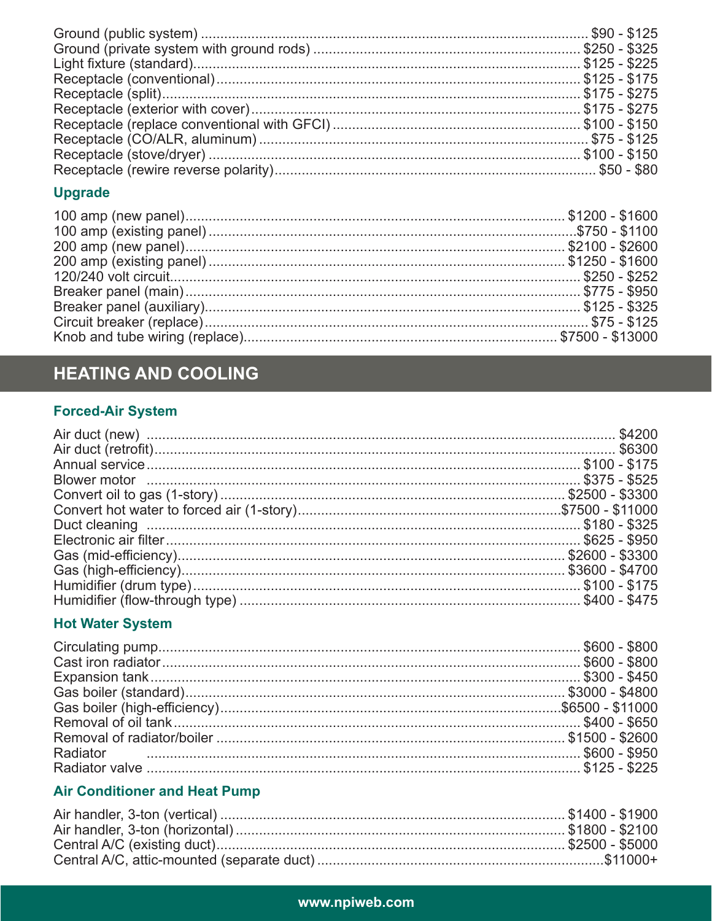Ground (public system) ..................................................................................... $90 - $125
Ground (private system with ground rods) ..................................................................... $250 - $325
Light fixture (standard)..................................................................................... $125 - $225
Receptacle (conventional)..................................................................................... $125 - $175
Receptacle (split)..................................................................................... $175 - $275
Receptacle (exterior with cover)..................................................................................... $175 - $275
Receptacle (replace conventional with GFCI) ..................................................................... $100 - $150
Receptacle (CO/ALR, aluminum) ..................................................................................... $75 - $125
Receptacle (stove/dryer) ..................................................................................... $100 - $150
Receptacle (rewire reverse polarity)..................................................................................... $50 - $80

### Upgrade

100 amp (new panel)..................................................................................... $1200 - $1600
100 amp (existing panel) .....................................................................................$750 - $1100
200 amp (new panel)..................................................................................... $2100 - $2600
200 amp (existing panel) ..................................................................................... $1250 - $1600
120/240 volt circuit..................................................................................... $250 - $252
Breaker panel (main) ..................................................................................... $775 - $950
Breaker panel (auxiliary)..................................................................................... $125 - $325
Circuit breaker (replace) ..................................................................................... $75 - $125
Knob and tube wiring (replace)..................................................................................... $7500 - $13000

## HEATING AND COOLING

### Forced-Air System

Air duct (new) ..................................................................................... $4200
Air duct (retrofit)..................................................................................... $6300
Annual service..................................................................................... $100 - $175
Blower motor ..................................................................................... $375 - $525
Convert oil to gas (1-story) ..................................................................................... $2500 - $3300
Convert hot water to forced air (1-story).....................................................................................$7500 - $11000
Duct cleaning ..................................................................................... $180 - $325
Electronic air filter..................................................................................... $625 - $950
Gas (mid-efficiency)..................................................................................... $2600 - $3300
Gas (high-efficiency)..................................................................................... $3600 - $4700
Humidifier (drum type)..................................................................................... $100 - $175
Humidifier (flow-through type) ..................................................................................... $400 - $475

### Hot Water System

Circulating pump..................................................................................... $600 - $800
Cast iron radiator..................................................................................... $600 - $800
Expansion tank..................................................................................... $300 - $450
Gas boiler (standard)..................................................................................... $3000 - $4800
Gas boiler (high-efficiency).....................................................................................$6500 - $11000
Removal of oil tank..................................................................................... $400 - $650
Removal of radiator/boiler ..................................................................................... $1500 - $2600
Radiator ..................................................................................... $600 - $950
Radiator valve ..................................................................................... $125 - $225

### Air Conditioner and Heat Pump

Air handler, 3-ton (vertical) ..................................................................................... $1400 - $1900
Air handler, 3-ton (horizontal) ..................................................................................... $1800 - $2100
Central A/C (existing duct)..................................................................................... $2500 - $5000
Central A/C, attic-mounted (separate duct) .....................................................................................$11000+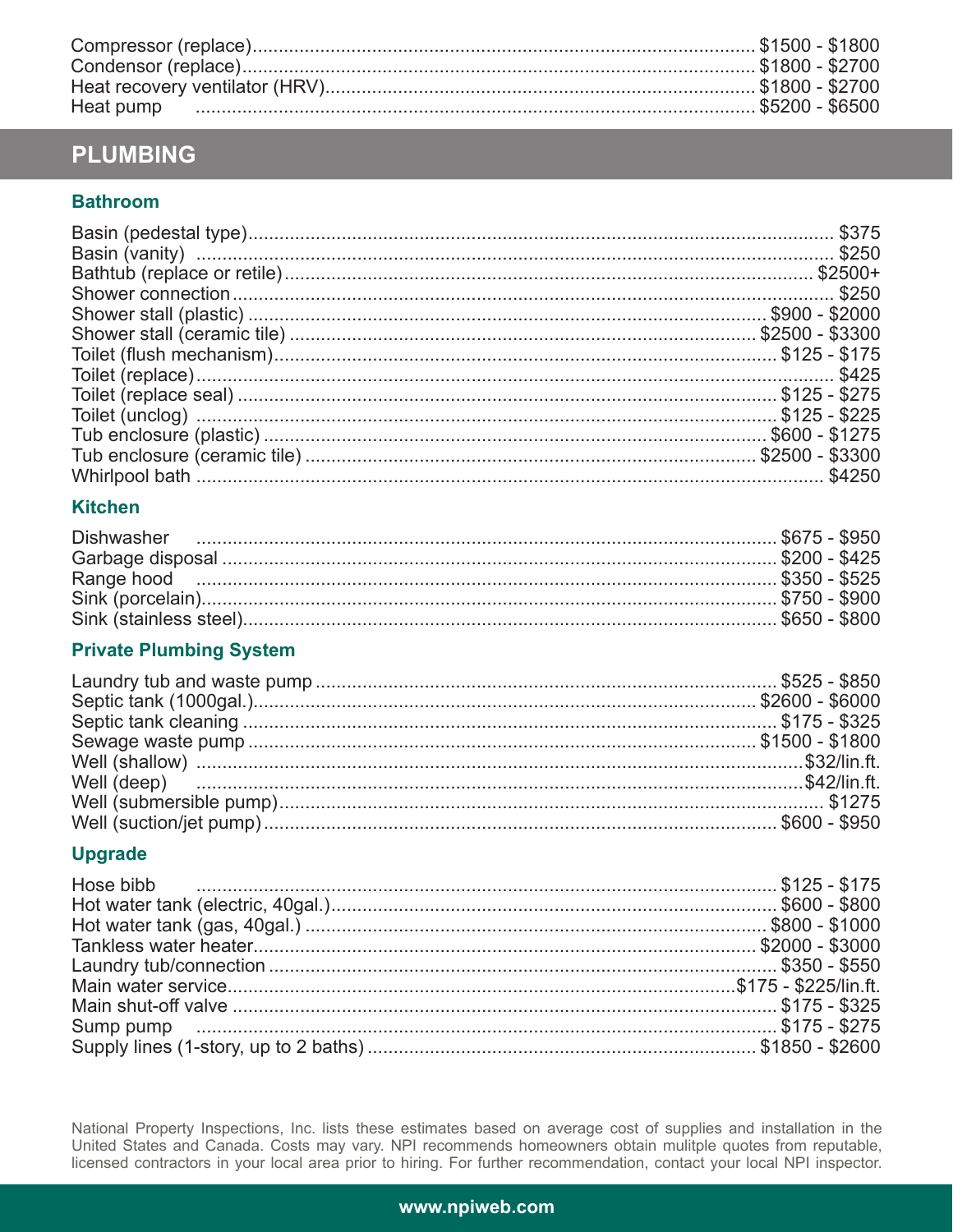| Item | Cost |
| --- | --- |
| Compressor (replace) | $1500 - $1800 |
| Condensor (replace) | $1800 - $2700 |
| Heat recovery ventilator (HRV) | $1800 - $2700 |
| Heat pump | $5200 - $6500 |

## PLUMBING

### Bathroom

| Item | Cost |
| --- | --- |
| Basin (pedestal type) | $375 |
| Basin (vanity) | $250 |
| Bathtub (replace or retile) | $2500+ |
| Shower connection | $250 |
| Shower stall (plastic) | $900 - $2000 |
| Shower stall (ceramic tile) | $2500 - $3300 |
| Toilet (flush mechanism) | $125 - $175 |
| Toilet (replace) | $425 |
| Toilet (replace seal) | $125 - $275 |
| Toilet (unclog) | $125 - $225 |
| Tub enclosure (plastic) | $600 - $1275 |
| Tub enclosure (ceramic tile) | $2500 - $3300 |
| Whirlpool bath | $4250 |

### Kitchen

| Item | Cost |
| --- | --- |
| Dishwasher | $675 - $950 |
| Garbage disposal | $200 - $425 |
| Range hood | $350 - $525 |
| Sink (porcelain) | $750 - $900 |
| Sink (stainless steel) | $650 - $800 |

### Private Plumbing System

| Item | Cost |
| --- | --- |
| Laundry tub and waste pump | $525 - $850 |
| Septic tank (1000gal.) | $2600 - $6000 |
| Septic tank cleaning | $175 - $325 |
| Sewage waste pump | $1500 - $1800 |
| Well (shallow) | $32/lin.ft. |
| Well (deep) | $42/lin.ft. |
| Well (submersible pump) | $1275 |
| Well (suction/jet pump) | $600 - $950 |

### Upgrade

| Item | Cost |
| --- | --- |
| Hose bibb | $125 - $175 |
| Hot water tank (electric, 40gal.) | $600 - $800 |
| Hot water tank (gas, 40gal.) | $800 - $1000 |
| Tankless water heater | $2000 - $3000 |
| Laundry tub/connection | $350 - $550 |
| Main water service | $175 - $225/lin.ft. |
| Main shut-off valve | $175 - $325 |
| Sump pump | $175 - $275 |
| Supply lines (1-story, up to 2 baths) | $1850 - $2600 |

National Property Inspections, Inc. lists these estimates based on average cost of supplies and installation in the United States and Canada. Costs may vary. NPI recommends homeowners obtain mulitple quotes from reputable, licensed contractors in your local area prior to hiring. For further recommendation, contact your local NPI inspector.

www.npiweb.com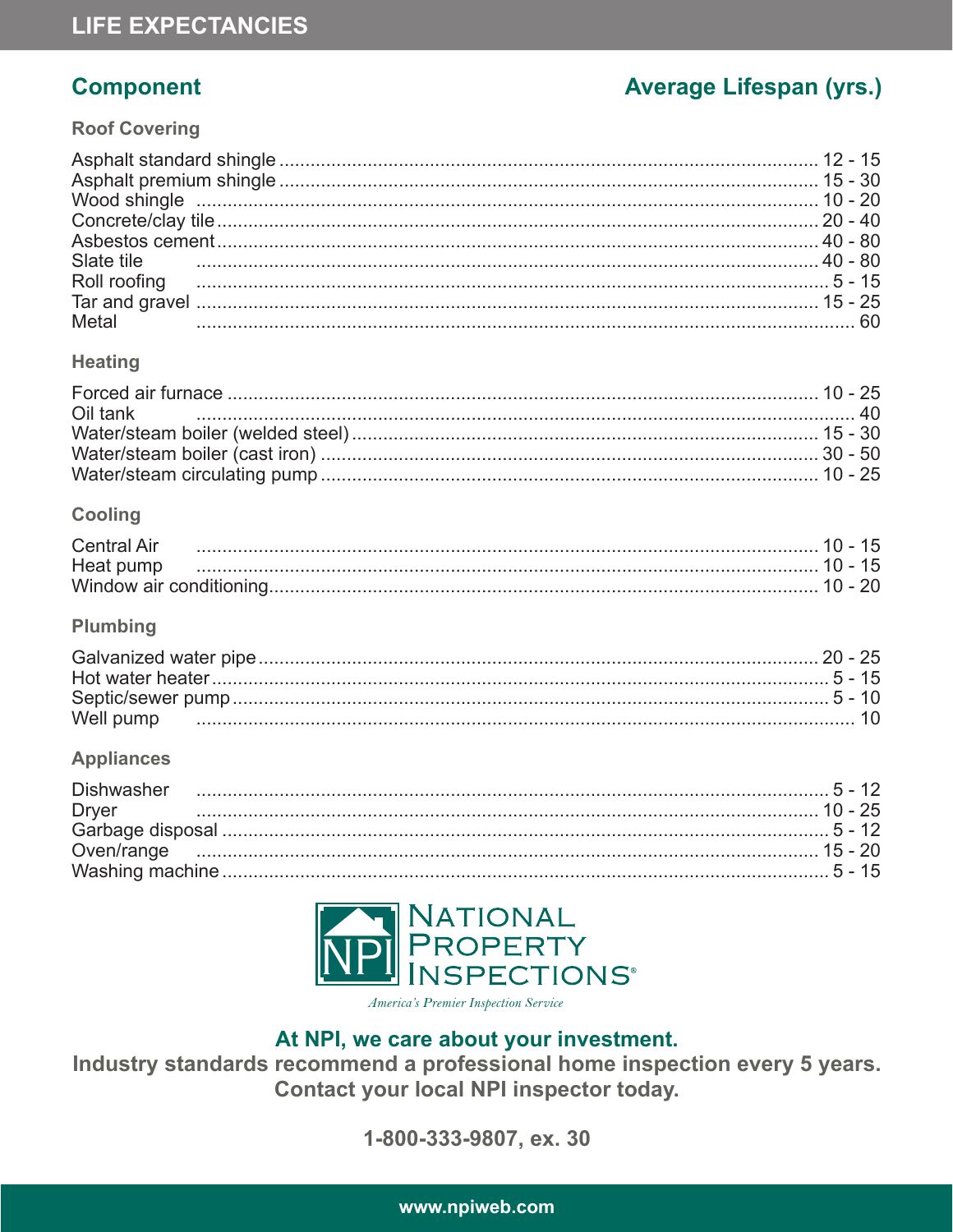# LIFE EXPECTANCIES

| Component | Average Lifespan (yrs.) |
| --- | --- |
| **Roof Covering** | |
| Asphalt standard shingle | 12 - 15 |
| Asphalt premium shingle | 15 - 30 |
| Wood shingle | 10 - 20 |
| Concrete/clay tile | 20 - 40 |
| Asbestos cement | 40 - 80 |
| Slate tile | 40 - 80 |
| Roll roofing | 5 - 15 |
| Tar and gravel | 15 - 25 |
| Metal | 60 |
| **Heating** | |
| Forced air furnace | 10 - 25 |
| Oil tank | 40 |
| Water/steam boiler (welded steel) | 15 - 30 |
| Water/steam boiler (cast iron) | 30 - 50 |
| Water/steam circulating pump | 10 - 25 |
| **Cooling** | |
| Central Air | 10 - 15 |
| Heat pump | 10 - 15 |
| Window air conditioning | 10 - 20 |
| **Plumbing** | |
| Galvanized water pipe | 20 - 25 |
| Hot water heater | 5 - 15 |
| Septic/sewer pump | 5 - 10 |
| Well pump | 10 |
| **Appliances** | |
| Dishwasher | 5 - 12 |
| Dryer | 10 - 25 |
| Garbage disposal | 5 - 12 |
| Oven/range | 15 - 20 |
| Washing machine | 5 - 15 |

NPI NATIONAL PROPERTY INSPECTIONS®

*America's Premier Inspection Service*

**At NPI, we care about your investment.**

**Industry standards recommend a professional home inspection every 5 years.**

**Contact your local NPI inspector today.**

**1-800-333-9807, ex. 30**

**www.npiweb.com**